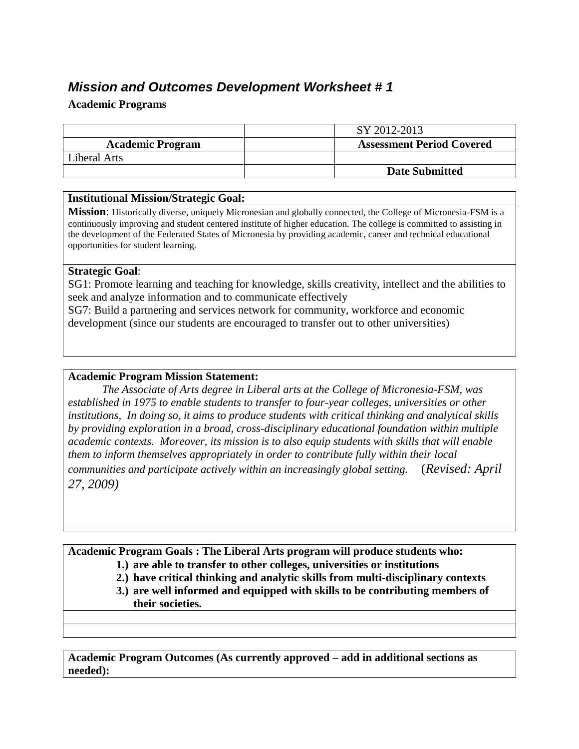## *Mission and Outcomes Development Worksheet # 1*

**Academic Programs**

| | | SY 2012-2013 |
|---|---|---|
| **Academic Program** | | **Assessment Period Covered** |
| Liberal Arts | | |
| | | **Date Submitted** |

**Institutional Mission/Strategic Goal:**

**Mission**: Historically diverse, uniquely Micronesian and globally connected, the College of Micronesia-FSM is a continuously improving and student centered institute of higher education. The college is committed to assisting in the development of the Federated States of Micronesia by providing academic, career and technical educational opportunities for student learning.

**Strategic Goal**:

SG1: Promote learning and teaching for knowledge, skills creativity, intellect and the abilities to seek and analyze information and to communicate effectively

SG7: Build a partnering and services network for community, workforce and economic development (since our students are encouraged to transfer out to other universities)

**Academic Program Mission Statement:**

*The Associate of Arts degree in Liberal arts at the College of Micronesia-FSM, was established in 1975 to enable students to transfer to four-year colleges, universities or other institutions, In doing so, it aims to produce students with critical thinking and analytical skills by providing exploration in a broad, cross-disciplinary educational foundation within multiple academic contexts. Moreover, its mission is to also equip students with skills that will enable them to inform themselves appropriately in order to contribute fully within their local communities and participate actively within an increasingly global setting.* (*Revised: April 27, 2009)*

**Academic Program Goals : The Liberal Arts program will produce students who:**

1.) **are able to transfer to other colleges, universities or institutions**
2.) **have critical thinking and analytic skills from multi-disciplinary contexts**
3.) **are well informed and equipped with skills to be contributing members of their societies.**

**Academic Program Outcomes (As currently approved – add in additional sections as needed):**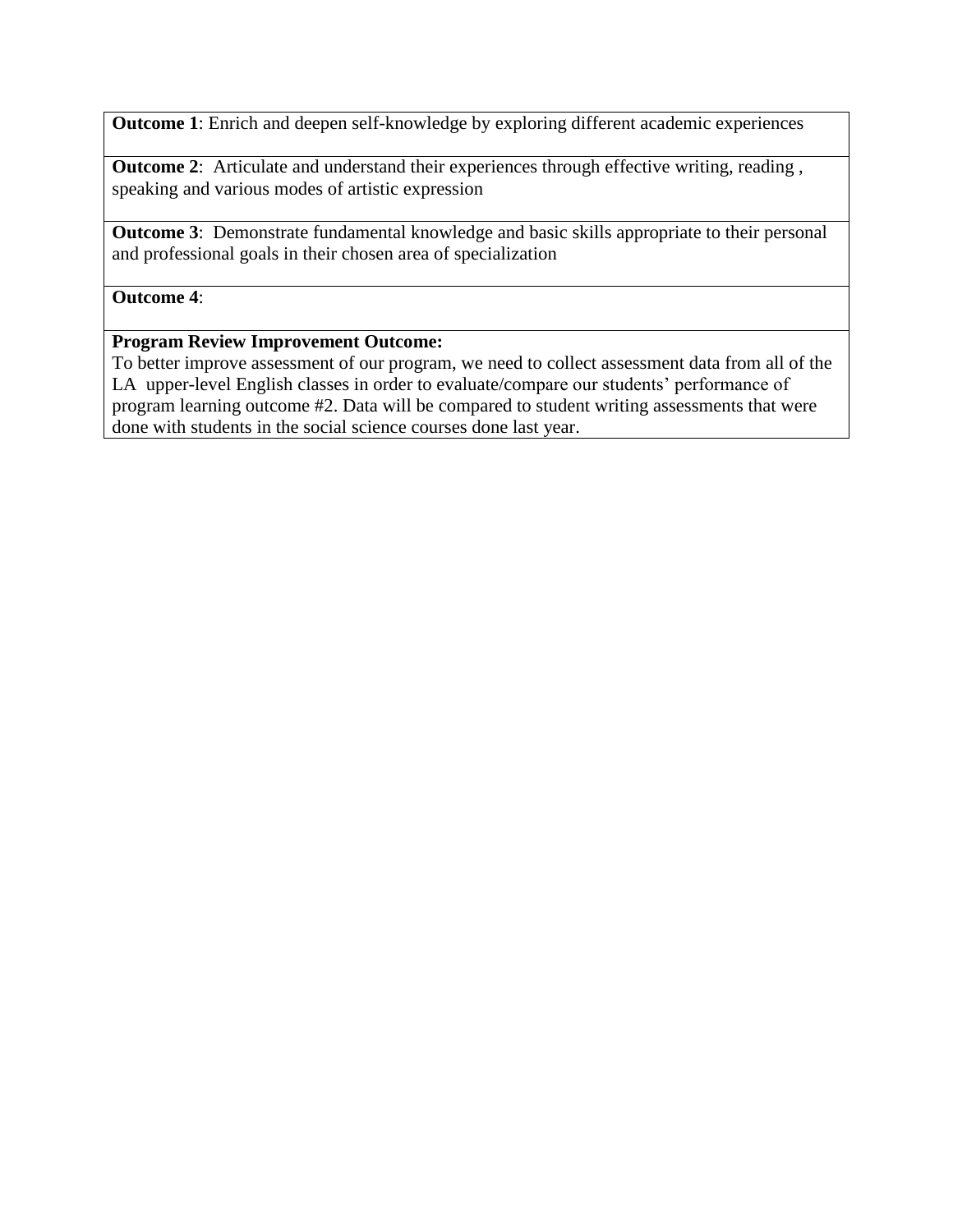| **Outcome 1**: Enrich and deepen self-knowledge by exploring different academic experiences |
|---|
| **Outcome 2**: Articulate and understand their experiences through effective writing, reading , speaking and various modes of artistic expression |
| **Outcome 3**: Demonstrate fundamental knowledge and basic skills appropriate to their personal and professional goals in their chosen area of specialization |
| **Outcome 4**: |
| **Program Review Improvement Outcome:** To better improve assessment of our program, we need to collect assessment data from all of the LA upper-level English classes in order to evaluate/compare our students' performance of program learning outcome #2. Data will be compared to student writing assessments that were done with students in the social science courses done last year. |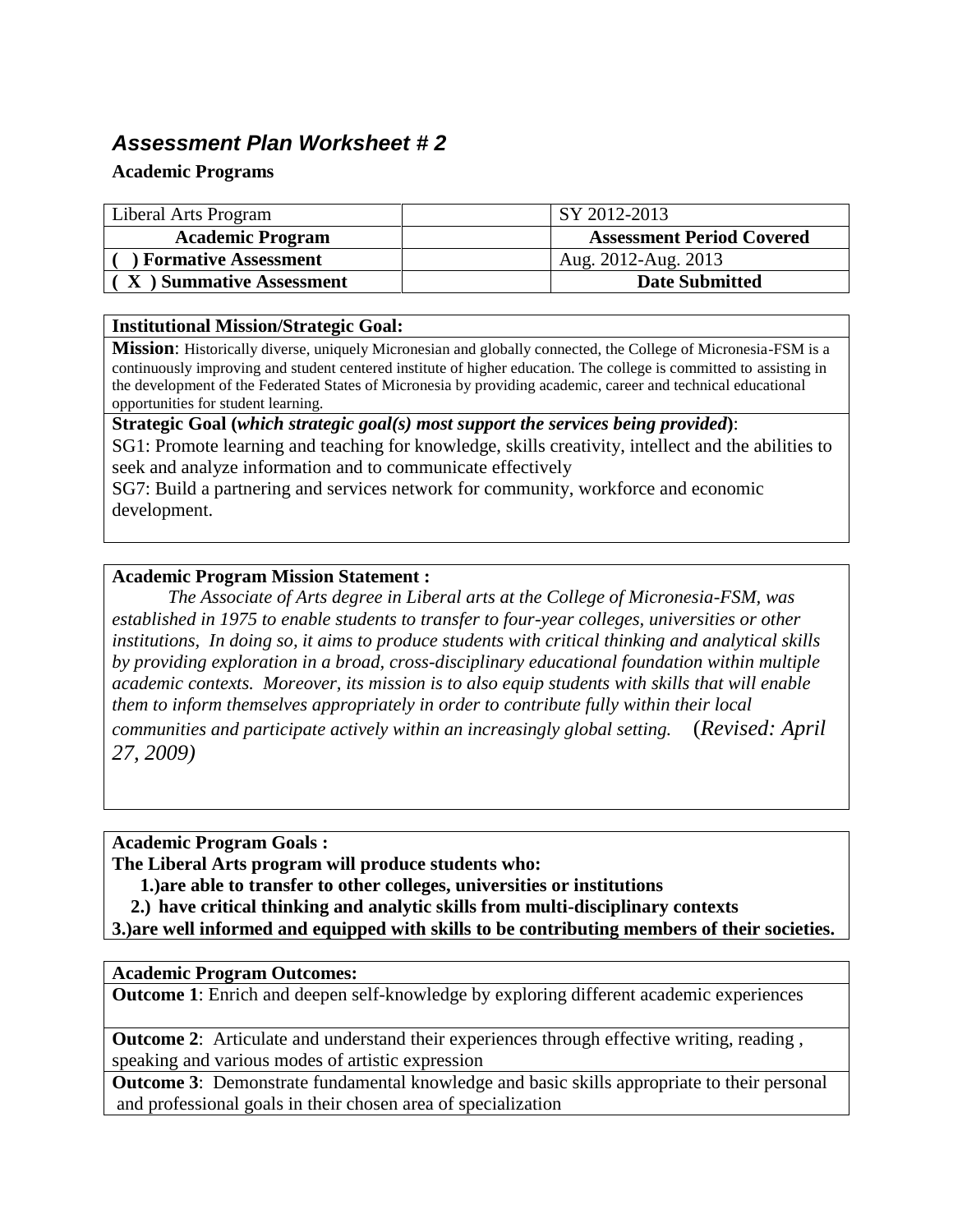## *Assessment Plan Worksheet # 2*

**Academic Programs**

| Liberal Arts Program | | SY 2012-2013 |
|---|---|---|
| **Academic Program** | | **Assessment Period Covered** |
| **( ) Formative Assessment** | | Aug. 2012-Aug. 2013 |
| **( X ) Summative Assessment** | | **Date Submitted** |

**Institutional Mission/Strategic Goal:**

**Mission**: Historically diverse, uniquely Micronesian and globally connected, the College of Micronesia-FSM is a continuously improving and student centered institute of higher education. The college is committed to assisting in the development of the Federated States of Micronesia by providing academic, career and technical educational opportunities for student learning.

**Strategic Goal (*which strategic goal(s) most support the services being provided*)**:

SG1: Promote learning and teaching for knowledge, skills creativity, intellect and the abilities to seek and analyze information and to communicate effectively

SG7: Build a partnering and services network for community, workforce and economic development.

**Academic Program Mission Statement :**

*The Associate of Arts degree in Liberal arts at the College of Micronesia-FSM, was established in 1975 to enable students to transfer to four-year colleges, universities or other institutions, In doing so, it aims to produce students with critical thinking and analytical skills by providing exploration in a broad, cross-disciplinary educational foundation within multiple academic contexts. Moreover, its mission is to also equip students with skills that will enable them to inform themselves appropriately in order to contribute fully within their local communities and participate actively within an increasingly global setting.* (*Revised: April 27, 2009)*

**Academic Program Goals :**

**The Liberal Arts program will produce students who:**

**1.)are able to transfer to other colleges, universities or institutions**

**2.) have critical thinking and analytic skills from multi-disciplinary contexts**

**3.)are well informed and equipped with skills to be contributing members of their societies.**

**Academic Program Outcomes:**

**Outcome 1**: Enrich and deepen self-knowledge by exploring different academic experiences

**Outcome 2**: Articulate and understand their experiences through effective writing, reading , speaking and various modes of artistic expression

**Outcome 3**: Demonstrate fundamental knowledge and basic skills appropriate to their personal and professional goals in their chosen area of specialization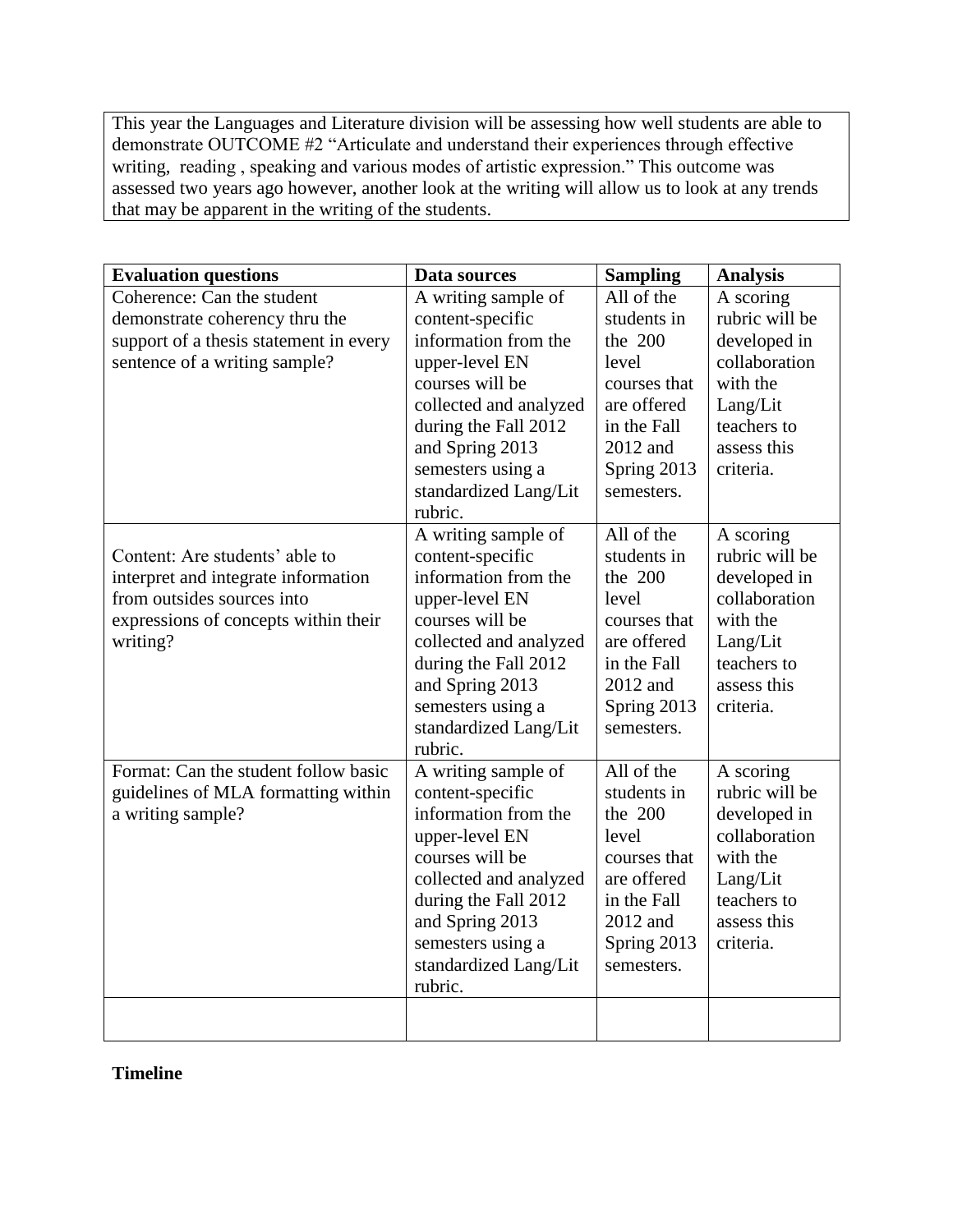This year the Languages and Literature division will be assessing how well students are able to demonstrate OUTCOME #2 “Articulate and understand their experiences through effective writing, reading , speaking and various modes of artistic expression.” This outcome was assessed two years ago however, another look at the writing will allow us to look at any trends that may be apparent in the writing of the students.

| **Evaluation questions** | **Data sources** | **Sampling** | **Analysis** |
|---|---|---|---|
| Coherence: Can the student demonstrate coherency thru the support of a thesis statement in every sentence of a writing sample? | A writing sample of content-specific information from the upper-level EN courses will be collected and analyzed during the Fall 2012 and Spring 2013 semesters using a standardized Lang/Lit rubric. | All of the students in the 200 level courses that are offered in the Fall 2012 and Spring 2013 semesters. | A scoring rubric will be developed in collaboration with the Lang/Lit teachers to assess this criteria. |
| Content: Are students’ able to interpret and integrate information from outsides sources into expressions of concepts within their writing? | A writing sample of content-specific information from the upper-level EN courses will be collected and analyzed during the Fall 2012 and Spring 2013 semesters using a standardized Lang/Lit rubric. | All of the students in the 200 level courses that are offered in the Fall 2012 and Spring 2013 semesters. | A scoring rubric will be developed in collaboration with the Lang/Lit teachers to assess this criteria. |
| Format: Can the student follow basic guidelines of MLA formatting within a writing sample? | A writing sample of content-specific information from the upper-level EN courses will be collected and analyzed during the Fall 2012 and Spring 2013 semesters using a standardized Lang/Lit rubric. | All of the students in the 200 level courses that are offered in the Fall 2012 and Spring 2013 semesters. | A scoring rubric will be developed in collaboration with the Lang/Lit teachers to assess this criteria. |
| | | | |

**Timeline**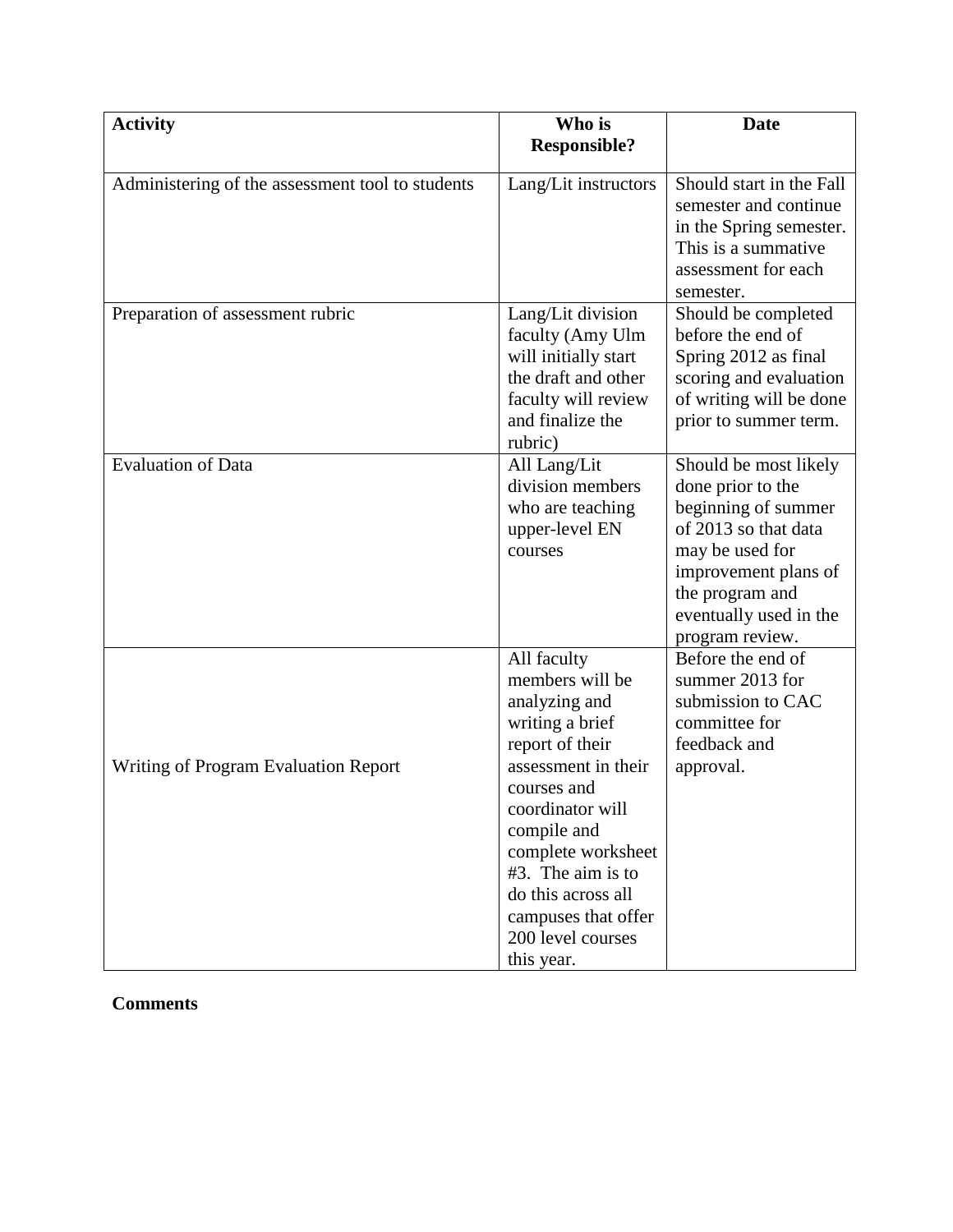| **Activity** | **Who is Responsible?** | **Date** |
|---|---|---|
| Administering of the assessment tool to students | Lang/Lit instructors | Should start in the Fall semester and continue in the Spring semester. This is a summative assessment for each semester. |
| Preparation of assessment rubric | Lang/Lit division faculty (Amy Ulm will initially start the draft and other faculty will review and finalize the rubric) | Should be completed before the end of Spring 2012 as final scoring and evaluation of writing will be done prior to summer term. |
| Evaluation of Data | All Lang/Lit division members who are teaching upper-level EN courses | Should be most likely done prior to the beginning of summer of 2013 so that data may be used for improvement plans of the program and eventually used in the program review. |
| Writing of Program Evaluation Report | All faculty members will be analyzing and writing a brief report of their assessment in their courses and coordinator will compile and complete worksheet #3. The aim is to do this across all campuses that offer 200 level courses this year. | Before the end of summer 2013 for submission to CAC committee for feedback and approval. |

**Comments**